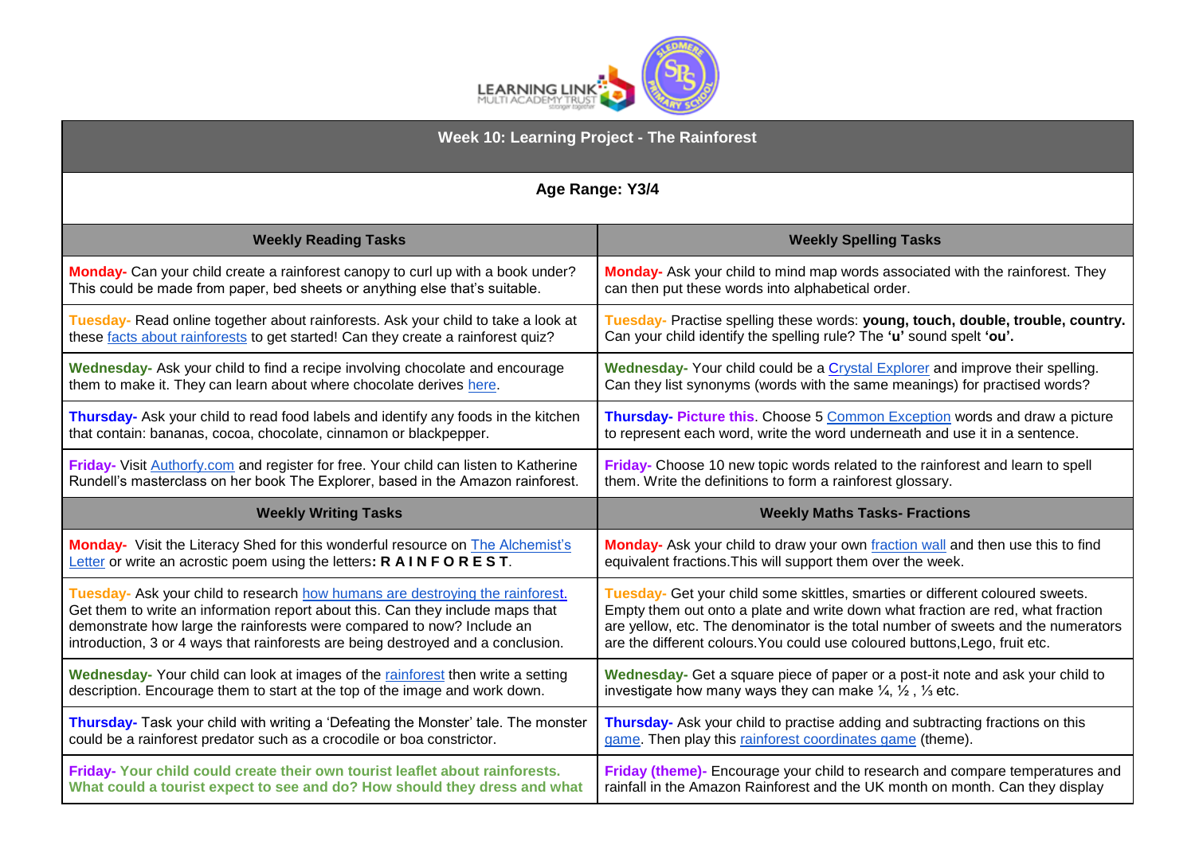# Week 10: Learning Project - The Rainforest

**Age Range: Y3/4**

| Weekly Reading Tasks | Weekly Spelling Tasks |
|---|---|
| **Monday-** Can your child create a rainforest canopy to curl up with a book under? This could be made from paper, bed sheets or anything else that's suitable. | **Monday-** Ask your child to mind map words associated with the rainforest. They can then put these words into alphabetical order. |
| **Tuesday-** Read online together about rainforests. Ask your child to take a look at these facts about rainforests to get started! Can they create a rainforest quiz? | **Tuesday-** Practise spelling these words: **young, touch, double, trouble, country.** Can your child identify the spelling rule? The **'u'** sound spelt **'ou'.** |
| **Wednesday-** Ask your child to find a recipe involving chocolate and encourage them to make it. They can learn about where chocolate derives here. | **Wednesday-** Your child could be a Crystal Explorer and improve their spelling. Can they list synonyms (words with the same meanings) for practised words? |
| **Thursday-** Ask your child to read food labels and identify any foods in the kitchen that contain: bananas, cocoa, chocolate, cinnamon or blackpepper. | **Thursday- Picture this**. Choose 5 Common Exception words and draw a picture to represent each word, write the word underneath and use it in a sentence. |
| **Friday-** Visit Authorfy.com and register for free. Your child can listen to Katherine Rundell's masterclass on her book The Explorer, based in the Amazon rainforest. | **Friday-** Choose 10 new topic words related to the rainforest and learn to spell them. Write the definitions to form a rainforest glossary. |
| **Weekly Writing Tasks** | **Weekly Maths Tasks- Fractions** |
| **Monday-** Visit the Literacy Shed for this wonderful resource on The Alchemist's Letter or write an acrostic poem using the letters**: R A I N F O R E S T**. | **Monday-** Ask your child to draw your own fraction wall and then use this to find equivalent fractions.This will support them over the week. |
| **Tuesday-** Ask your child to research how humans are destroying the rainforest. Get them to write an information report about this. Can they include maps that demonstrate how large the rainforests were compared to now? Include an introduction, 3 or 4 ways that rainforests are being destroyed and a conclusion. | **Tuesday-** Get your child some skittles, smarties or different coloured sweets. Empty them out onto a plate and write down what fraction are red, what fraction are yellow, etc. The denominator is the total number of sweets and the numerators are the different colours.You could use coloured buttons,Lego, fruit etc. |
| **Wednesday-** Your child can look at images of the rainforest then write a setting description. Encourage them to start at the top of the image and work down. | **Wednesday-** Get a square piece of paper or a post-it note and ask your child to investigate how many ways they can make ¼, ½ , ⅓ etc. |
| **Thursday-** Task your child with writing a 'Defeating the Monster' tale. The monster could be a rainforest predator such as a crocodile or boa constrictor. | **Thursday-** Ask your child to practise adding and subtracting fractions on this game. Then play this rainforest coordinates game (theme). |
| **Friday- Your child could create their own tourist leaflet about rainforests. What could a tourist expect to see and do? How should they dress and what** | **Friday (theme)-** Encourage your child to research and compare temperatures and rainfall in the Amazon Rainforest and the UK month on month. Can they display |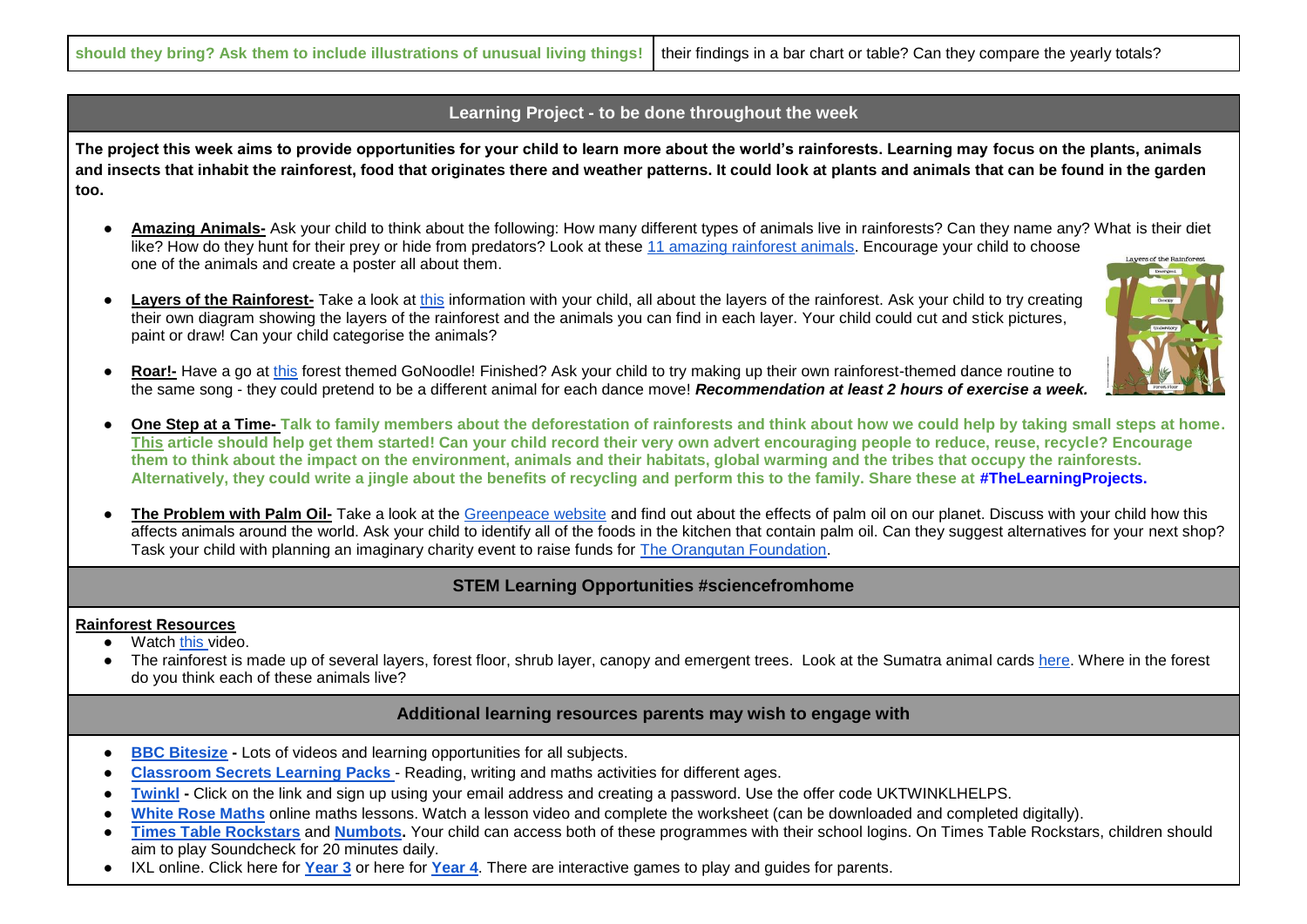| should they bring? Ask them to include illustrations of unusual living things! | their findings in a bar chart or table? Can they compare the yearly totals? |
|---|---|

## Learning Project - to be done throughout the week

**The project this week aims to provide opportunities for your child to learn more about the world's rainforests. Learning may focus on the plants, animals and insects that inhabit the rainforest, food that originates there and weather patterns. It could look at plants and animals that can be found in the garden too.**

- **Amazing Animals-** Ask your child to think about the following: How many different types of animals live in rainforests? Can they name any? What is their diet like? How do they hunt for their prey or hide from predators? Look at these 11 amazing rainforest animals. Encourage your child to choose one of the animals and create a poster all about them.
- **Layers of the Rainforest-** Take a look at this information with your child, all about the layers of the rainforest. Ask your child to try creating their own diagram showing the layers of the rainforest and the animals you can find in each layer. Your child could cut and stick pictures, paint or draw! Can your child categorise the animals?
- **Roar!-** Have a go at this forest themed GoNoodle! Finished? Ask your child to try making up their own rainforest-themed dance routine to the same song - they could pretend to be a different animal for each dance move! ***Recommendation at least 2 hours of exercise a week.***
- **One Step at a Time- Talk to family members about the deforestation of rainforests and think about how we could help by taking small steps at home. This article should help get them started! Can your child record their very own advert encouraging people to reduce, reuse, recycle? Encourage them to think about the impact on the environment, animals and their habitats, global warming and the tribes that occupy the rainforests. Alternatively, they could write a jingle about the benefits of recycling and perform this to the family. Share these at #TheLearningProjects.**
- **The Problem with Palm Oil-** Take a look at the Greenpeace website and find out about the effects of palm oil on our planet. Discuss with your child how this affects animals around the world. Ask your child to identify all of the foods in the kitchen that contain palm oil. Can they suggest alternatives for your next shop? Task your child with planning an imaginary charity event to raise funds for The Orangutan Foundation.

## STEM Learning Opportunities #sciencefromhome

**Rainforest Resources**

- Watch this video.
- The rainforest is made up of several layers, forest floor, shrub layer, canopy and emergent trees. Look at the Sumatra animal cards here. Where in the forest do you think each of these animals live?

## Additional learning resources parents may wish to engage with

- **BBC Bitesize -** Lots of videos and learning opportunities for all subjects.
- **Classroom Secrets Learning Packs** - Reading, writing and maths activities for different ages.
- **Twinkl -** Click on the link and sign up using your email address and creating a password. Use the offer code UKTWINKLHELPS.
- **White Rose Maths** online maths lessons. Watch a lesson video and complete the worksheet (can be downloaded and completed digitally).
- **Times Table Rockstars** and **Numbots.** Your child can access both of these programmes with their school logins. On Times Table Rockstars, children should aim to play Soundcheck for 20 minutes daily.
- IXL online. Click here for **Year 3** or here for **Year 4**. There are interactive games to play and guides for parents.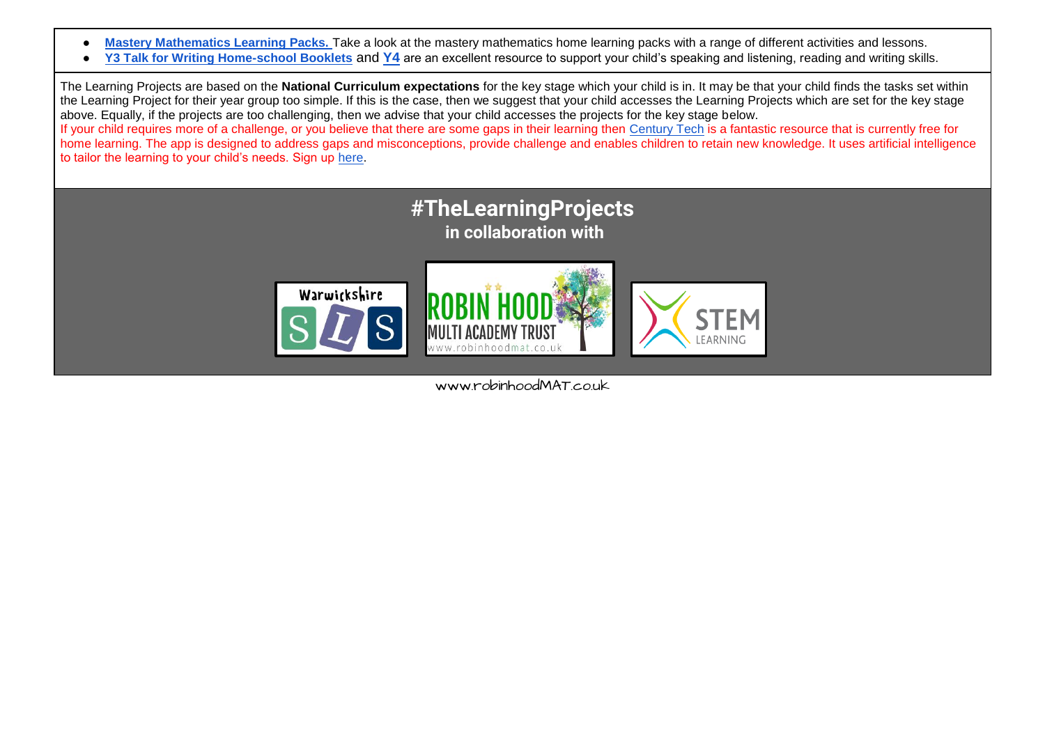- **Mastery Mathematics Learning Packs.** Take a look at the mastery mathematics home learning packs with a range of different activities and lessons.
- **Y3 Talk for Writing Home-school Booklets** and **Y4** are an excellent resource to support your child's speaking and listening, reading and writing skills.

The Learning Projects are based on the **National Curriculum expectations** for the key stage which your child is in. It may be that your child finds the tasks set within the Learning Project for their year group too simple. If this is the case, then we suggest that your child accesses the Learning Projects which are set for the key stage above. Equally, if the projects are too challenging, then we advise that your child accesses the projects for the key stage below.

If your child requires more of a challenge, or you believe that there are some gaps in their learning then Century Tech is a fantastic resource that is currently free for home learning. The app is designed to address gaps and misconceptions, provide challenge and enables children to retain new knowledge. It uses artificial intelligence to tailor the learning to your child's needs. Sign up here.

## #TheLearningProjects
**in collaboration with**

Warwickshire SLS

ROBIN HOOD MULTI ACADEMY TRUST
www.robinhoodmat.co.uk

STEM LEARNING

www.robinhoodMAT.co.uk